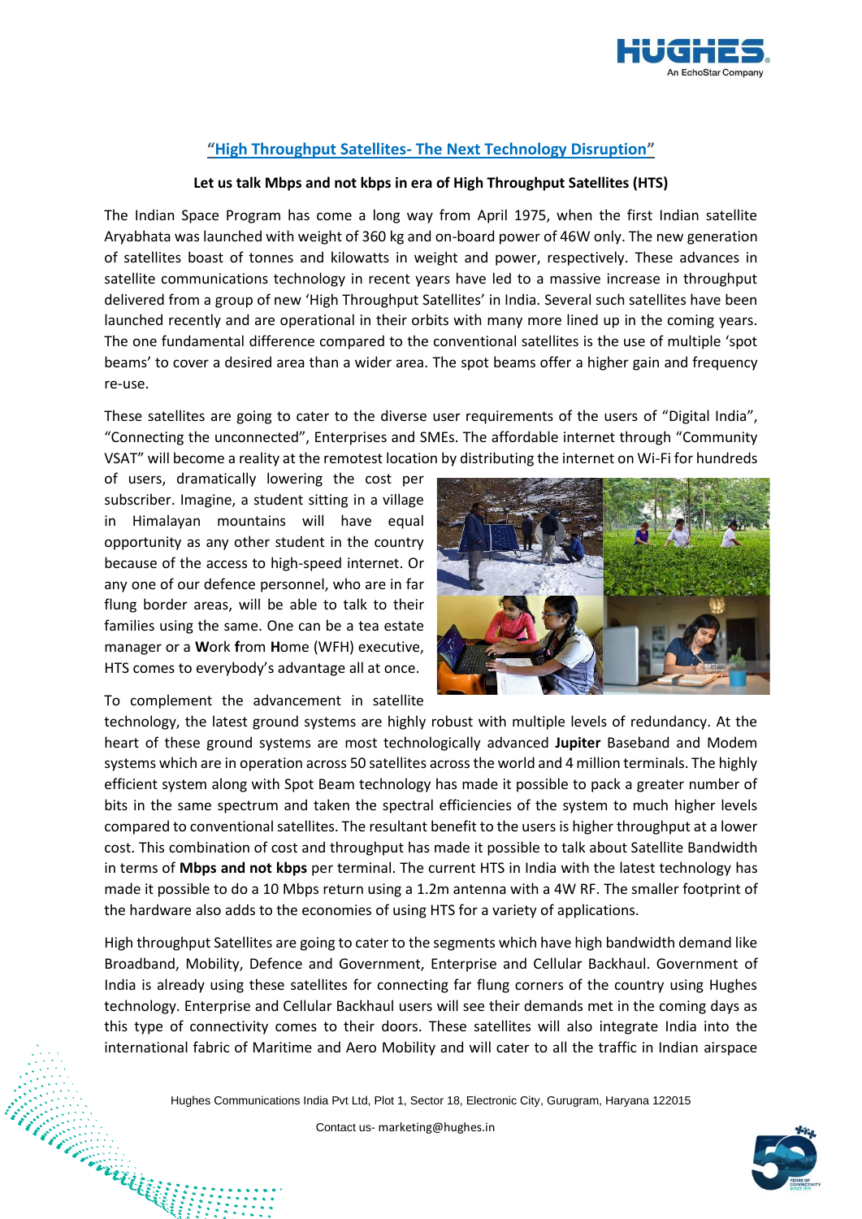## "High Throughput Satellites- The Next Technology Disruption"

**Let us talk Mbps and not kbps in era of High Throughput Satellites (HTS)**

The Indian Space Program has come a long way from April 1975, when the first Indian satellite Aryabhata was launched with weight of 360 kg and on-board power of 46W only. The new generation of satellites boast of tonnes and kilowatts in weight and power, respectively. These advances in satellite communications technology in recent years have led to a massive increase in throughput delivered from a group of new 'High Throughput Satellites' in India. Several such satellites have been launched recently and are operational in their orbits with many more lined up in the coming years. The one fundamental difference compared to the conventional satellites is the use of multiple 'spot beams' to cover a desired area than a wider area. The spot beams offer a higher gain and frequency re-use.

These satellites are going to cater to the diverse user requirements of the users of "Digital India", "Connecting the unconnected", Enterprises and SMEs. The affordable internet through "Community VSAT" will become a reality at the remotest location by distributing the internet on Wi-Fi for hundreds of users, dramatically lowering the cost per subscriber. Imagine, a student sitting in a village in Himalayan mountains will have equal opportunity as any other student in the country because of the access to high-speed internet. Or any one of our defence personnel, who are in far flung border areas, will be able to talk to their families using the same. One can be a tea estate manager or a **W**ork **f**rom **H**ome (WFH) executive, HTS comes to everybody's advantage all at once.

To complement the advancement in satellite technology, the latest ground systems are highly robust with multiple levels of redundancy. At the heart of these ground systems are most technologically advanced **Jupiter** Baseband and Modem systems which are in operation across 50 satellites across the world and 4 million terminals. The highly efficient system along with Spot Beam technology has made it possible to pack a greater number of bits in the same spectrum and taken the spectral efficiencies of the system to much higher levels compared to conventional satellites. The resultant benefit to the users is higher throughput at a lower cost. This combination of cost and throughput has made it possible to talk about Satellite Bandwidth in terms of **Mbps and not kbps** per terminal. The current HTS in India with the latest technology has made it possible to do a 10 Mbps return using a 1.2m antenna with a 4W RF. The smaller footprint of the hardware also adds to the economies of using HTS for a variety of applications.

High throughput Satellites are going to cater to the segments which have high bandwidth demand like Broadband, Mobility, Defence and Government, Enterprise and Cellular Backhaul. Government of India is already using these satellites for connecting far flung corners of the country using Hughes technology. Enterprise and Cellular Backhaul users will see their demands met in the coming days as this type of connectivity comes to their doors. These satellites will also integrate India into the international fabric of Maritime and Aero Mobility and will cater to all the traffic in Indian airspace

Hughes Communications India Pvt Ltd, Plot 1, Sector 18, Electronic City, Gurugram, Haryana 122015

Contact us- marketing@hughes.in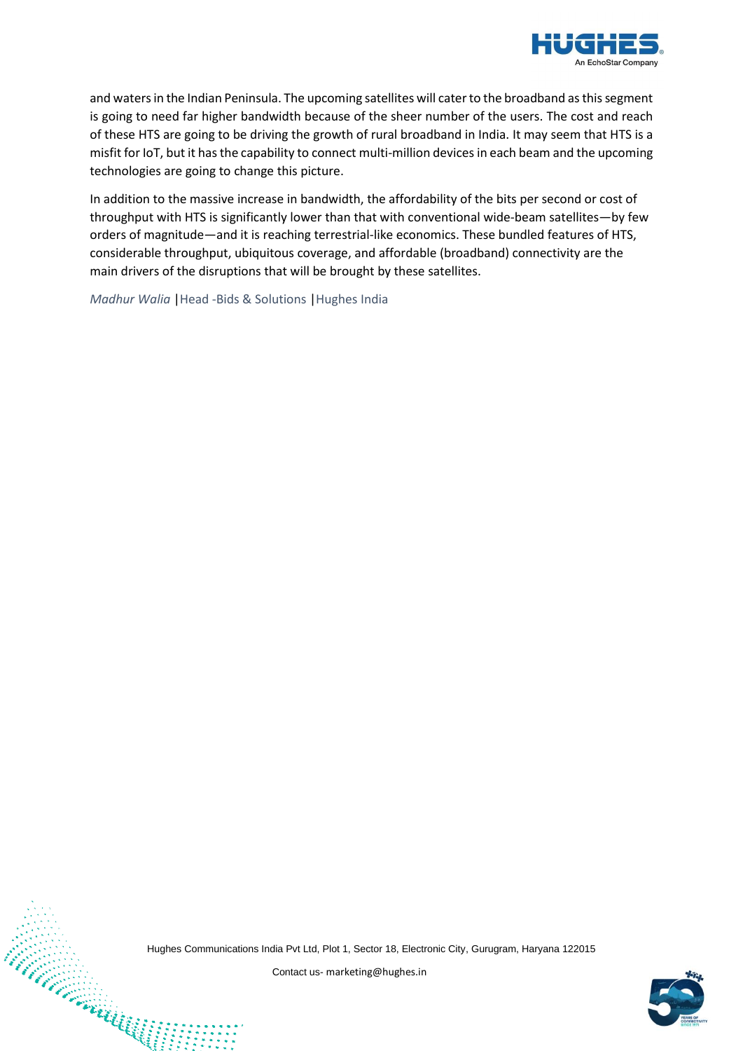and waters in the Indian Peninsula. The upcoming satellites will cater to the broadband as this segment is going to need far higher bandwidth because of the sheer number of the users. The cost and reach of these HTS are going to be driving the growth of rural broadband in India. It may seem that HTS is a misfit for IoT, but it has the capability to connect multi-million devices in each beam and the upcoming technologies are going to change this picture.

In addition to the massive increase in bandwidth, the affordability of the bits per second or cost of throughput with HTS is significantly lower than that with conventional wide-beam satellites—by few orders of magnitude—and it is reaching terrestrial-like economics. These bundled features of HTS, considerable throughput, ubiquitous coverage, and affordable (broadband) connectivity are the main drivers of the disruptions that will be brought by these satellites.

*Madhur Walia* |Head -Bids & Solutions |Hughes India

Hughes Communications India Pvt Ltd, Plot 1, Sector 18, Electronic City, Gurugram, Haryana 122015

Contact us- marketing@hughes.in